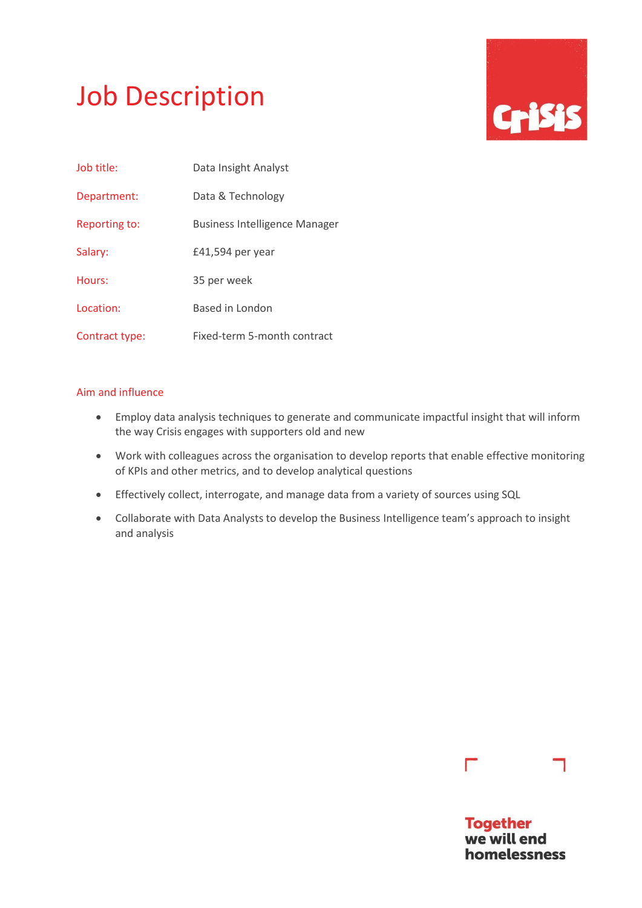# Job Description

| | |
|---|---|
| Job title: | Data Insight Analyst |
| Department: | Data & Technology |
| Reporting to: | Business Intelligence Manager |
| Salary: | £41,594 per year |
| Hours: | 35 per week |
| Location: | Based in London |
| Contract type: | Fixed-term 5-month contract |

## Aim and influence

- Employ data analysis techniques to generate and communicate impactful insight that will inform the way Crisis engages with supporters old and new
- Work with colleagues across the organisation to develop reports that enable effective monitoring of KPIs and other metrics, and to develop analytical questions
- Effectively collect, interrogate, and manage data from a variety of sources using SQL
- Collaborate with Data Analysts to develop the Business Intelligence team's approach to insight and analysis

**Together we will end homelessness**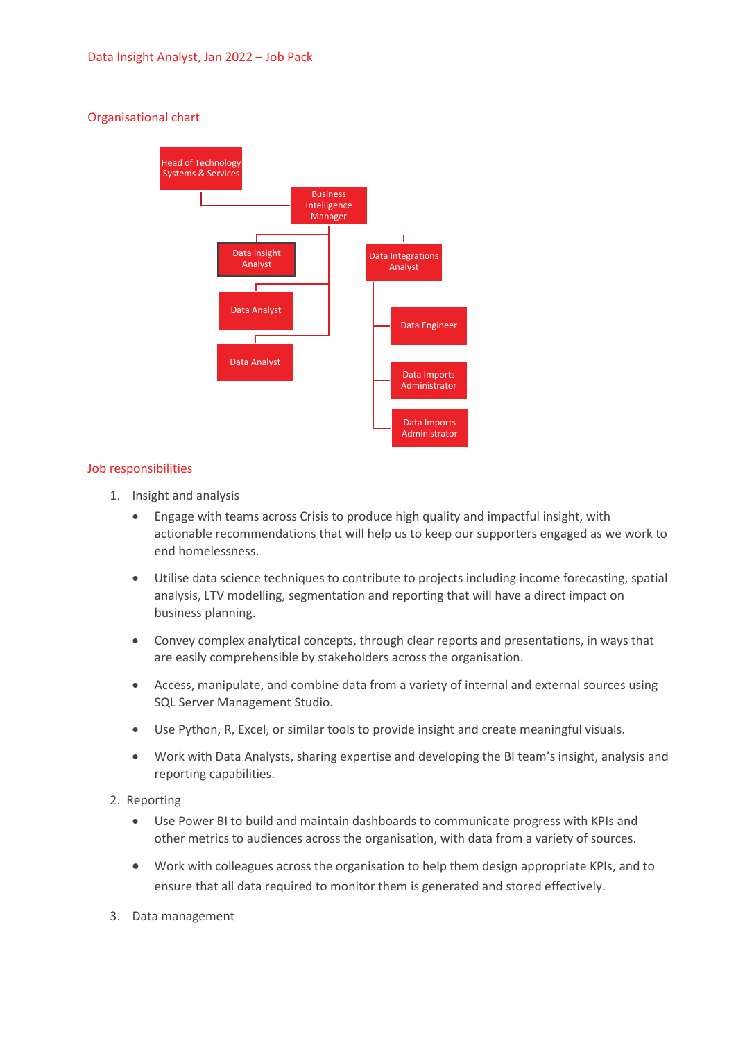## Organisational chart

- Head of Technology Systems & Services
  - Business Intelligence Manager
    - Data Insight Analyst
    - Data Analyst
    - Data Analyst
    - Data Integrations Analyst
      - Data Engineer
      - Data Imports Administrator
      - Data Imports Administrator

## Job responsibilities

1. Insight and analysis
   - Engage with teams across Crisis to produce high quality and impactful insight, with actionable recommendations that will help us to keep our supporters engaged as we work to end homelessness.
   - Utilise data science techniques to contribute to projects including income forecasting, spatial analysis, LTV modelling, segmentation and reporting that will have a direct impact on business planning.
   - Convey complex analytical concepts, through clear reports and presentations, in ways that are easily comprehensible by stakeholders across the organisation.
   - Access, manipulate, and combine data from a variety of internal and external sources using SQL Server Management Studio.
   - Use Python, R, Excel, or similar tools to provide insight and create meaningful visuals.
   - Work with Data Analysts, sharing expertise and developing the BI team's insight, analysis and reporting capabilities.
2. Reporting
   - Use Power BI to build and maintain dashboards to communicate progress with KPIs and other metrics to audiences across the organisation, with data from a variety of sources.
   - Work with colleagues across the organisation to help them design appropriate KPIs, and to ensure that all data required to monitor them is generated and stored effectively.
3. Data management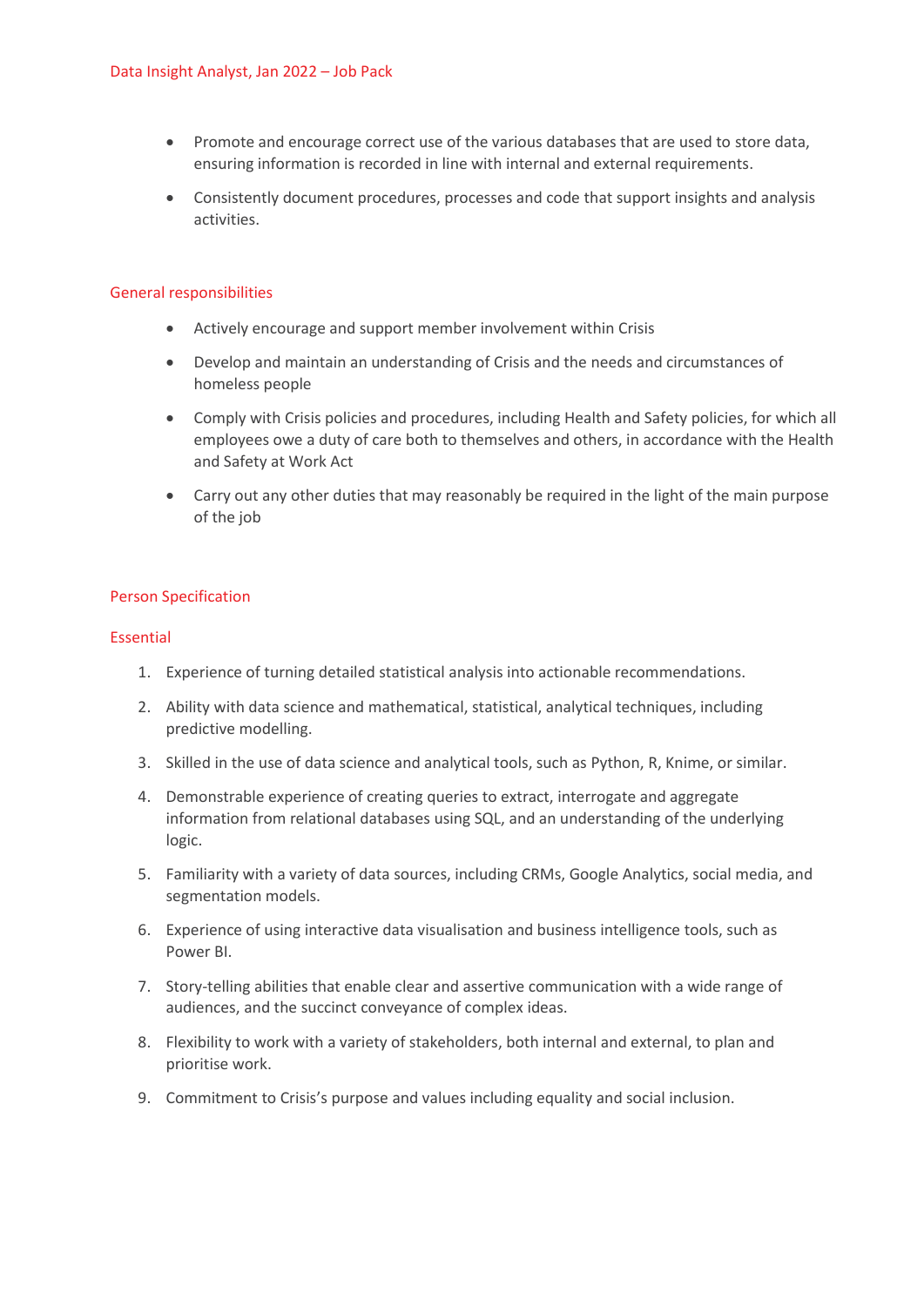- Promote and encourage correct use of the various databases that are used to store data, ensuring information is recorded in line with internal and external requirements.
- Consistently document procedures, processes and code that support insights and analysis activities.

## General responsibilities

- Actively encourage and support member involvement within Crisis
- Develop and maintain an understanding of Crisis and the needs and circumstances of homeless people
- Comply with Crisis policies and procedures, including Health and Safety policies, for which all employees owe a duty of care both to themselves and others, in accordance with the Health and Safety at Work Act
- Carry out any other duties that may reasonably be required in the light of the main purpose of the job

## Person Specification

### Essential

1. Experience of turning detailed statistical analysis into actionable recommendations.
2. Ability with data science and mathematical, statistical, analytical techniques, including predictive modelling.
3. Skilled in the use of data science and analytical tools, such as Python, R, Knime, or similar.
4. Demonstrable experience of creating queries to extract, interrogate and aggregate information from relational databases using SQL, and an understanding of the underlying logic.
5. Familiarity with a variety of data sources, including CRMs, Google Analytics, social media, and segmentation models.
6. Experience of using interactive data visualisation and business intelligence tools, such as Power BI.
7. Story-telling abilities that enable clear and assertive communication with a wide range of audiences, and the succinct conveyance of complex ideas.
8. Flexibility to work with a variety of stakeholders, both internal and external, to plan and prioritise work.
9. Commitment to Crisis's purpose and values including equality and social inclusion.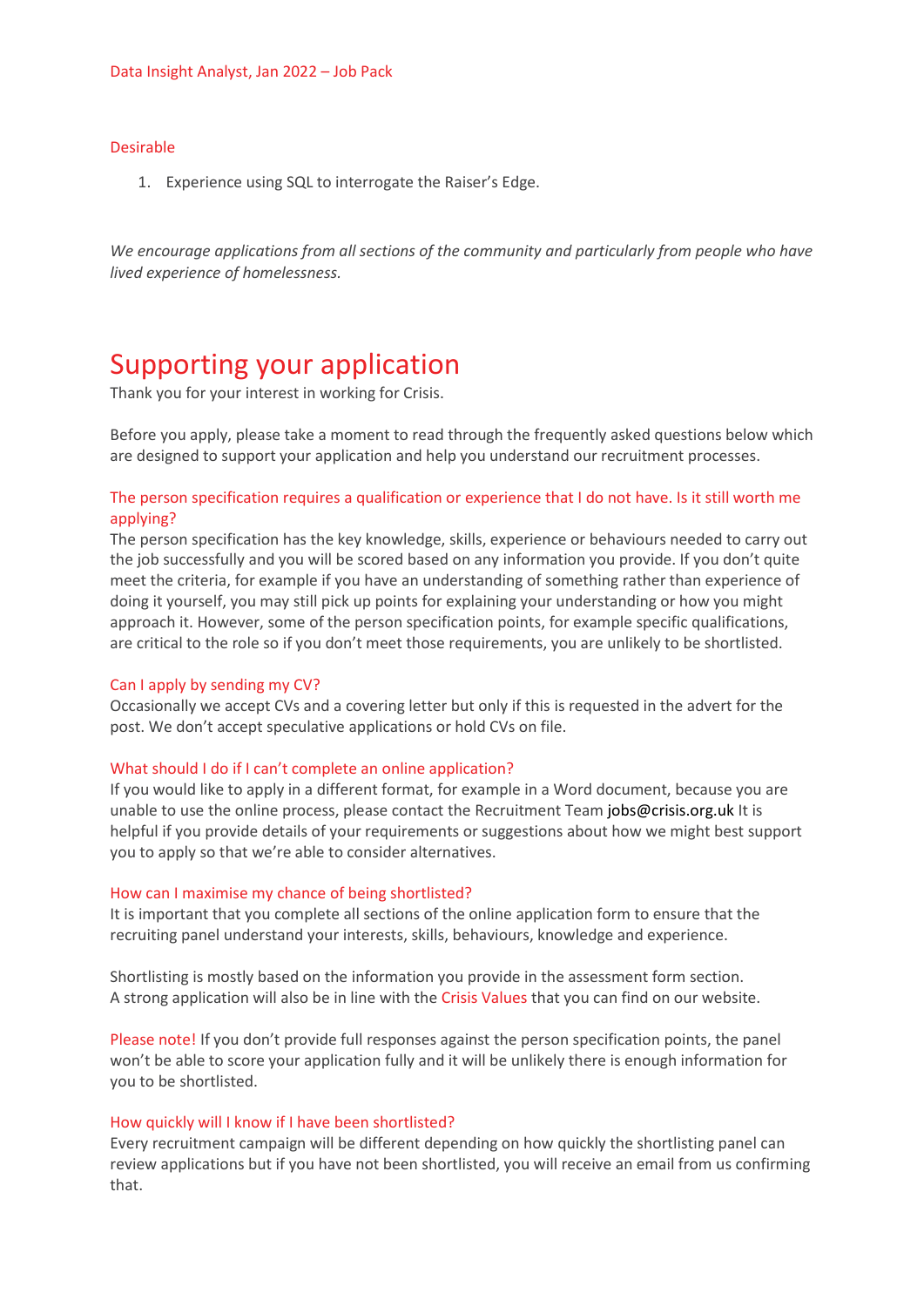### Desirable

1. Experience using SQL to interrogate the Raiser's Edge.

*We encourage applications from all sections of the community and particularly from people who have lived experience of homelessness.*

# Supporting your application

Thank you for your interest in working for Crisis.

Before you apply, please take a moment to read through the frequently asked questions below which are designed to support your application and help you understand our recruitment processes.

#### The person specification requires a qualification or experience that I do not have. Is it still worth me applying?

The person specification has the key knowledge, skills, experience or behaviours needed to carry out the job successfully and you will be scored based on any information you provide. If you don't quite meet the criteria, for example if you have an understanding of something rather than experience of doing it yourself, you may still pick up points for explaining your understanding or how you might approach it. However, some of the person specification points, for example specific qualifications, are critical to the role so if you don't meet those requirements, you are unlikely to be shortlisted.

#### Can I apply by sending my CV?

Occasionally we accept CVs and a covering letter but only if this is requested in the advert for the post. We don't accept speculative applications or hold CVs on file.

#### What should I do if I can't complete an online application?

If you would like to apply in a different format, for example in a Word document, because you are unable to use the online process, please contact the Recruitment Team jobs@crisis.org.uk It is helpful if you provide details of your requirements or suggestions about how we might best support you to apply so that we're able to consider alternatives.

#### How can I maximise my chance of being shortlisted?

It is important that you complete all sections of the online application form to ensure that the recruiting panel understand your interests, skills, behaviours, knowledge and experience.

Shortlisting is mostly based on the information you provide in the assessment form section. A strong application will also be in line with the Crisis Values that you can find on our website.

Please note! If you don't provide full responses against the person specification points, the panel won't be able to score your application fully and it will be unlikely there is enough information for you to be shortlisted.

#### How quickly will I know if I have been shortlisted?

Every recruitment campaign will be different depending on how quickly the shortlisting panel can review applications but if you have not been shortlisted, you will receive an email from us confirming that.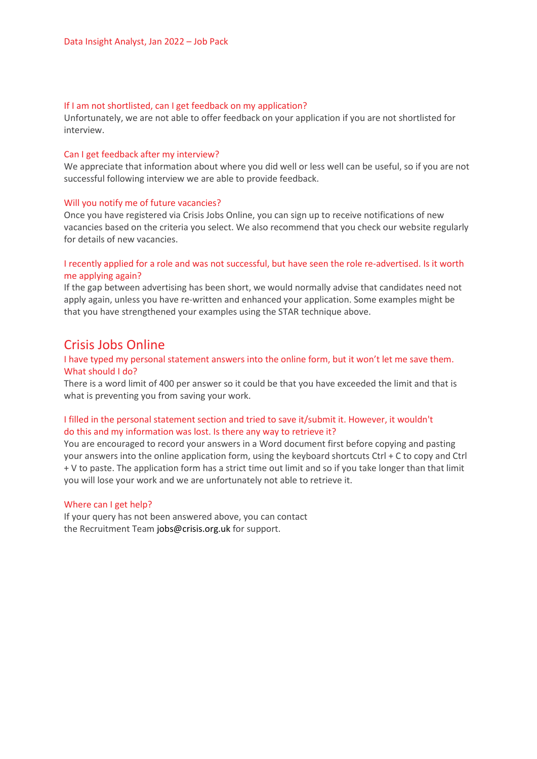### If I am not shortlisted, can I get feedback on my application?

Unfortunately, we are not able to offer feedback on your application if you are not shortlisted for interview.

### Can I get feedback after my interview?

We appreciate that information about where you did well or less well can be useful, so if you are not successful following interview we are able to provide feedback.

### Will you notify me of future vacancies?

Once you have registered via Crisis Jobs Online, you can sign up to receive notifications of new vacancies based on the criteria you select. We also recommend that you check our website regularly for details of new vacancies.

### I recently applied for a role and was not successful, but have seen the role re-advertised. Is it worth me applying again?

If the gap between advertising has been short, we would normally advise that candidates need not apply again, unless you have re-written and enhanced your application. Some examples might be that you have strengthened your examples using the STAR technique above.

## Crisis Jobs Online

### I have typed my personal statement answers into the online form, but it won't let me save them. What should I do?

There is a word limit of 400 per answer so it could be that you have exceeded the limit and that is what is preventing you from saving your work.

### I filled in the personal statement section and tried to save it/submit it. However, it wouldn't do this and my information was lost. Is there any way to retrieve it?

You are encouraged to record your answers in a Word document first before copying and pasting your answers into the online application form, using the keyboard shortcuts Ctrl + C to copy and Ctrl + V to paste. The application form has a strict time out limit and so if you take longer than that limit you will lose your work and we are unfortunately not able to retrieve it.

### Where can I get help?

If your query has not been answered above, you can contact the Recruitment Team jobs@crisis.org.uk for support.